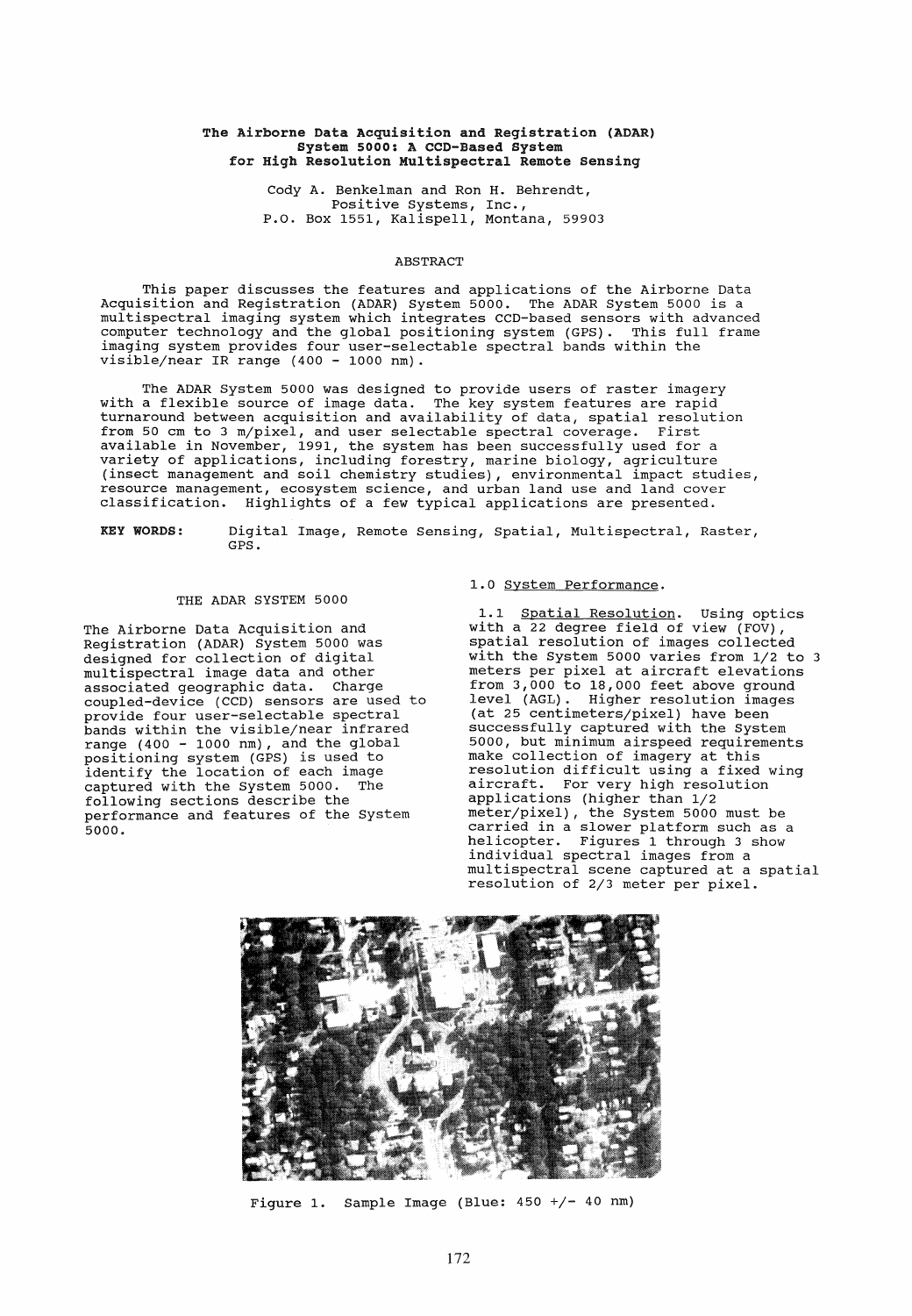# The Airborne Data Acquisition and Registration (ADAR) System 5000: A CCD-Based System for High Resolution Multispectral Remote Sensing

Cody A. Benkelman and Ron H. Behrendt,
Positive Systems, Inc.,
P.O. Box 1551, Kalispell, Montana, 59903

## ABSTRACT

This paper discusses the features and applications of the Airborne Data Acquisition and Registration (ADAR) System 5000. The ADAR System 5000 is a multispectral imaging system which integrates CCD-based sensors with advanced computer technology and the global positioning system (GPS). This full frame imaging system provides four user-selectable spectral bands within the visible/near IR range (400 - 1000 nm).

The ADAR System 5000 was designed to provide users of raster imagery with a flexible source of image data. The key system features are rapid turnaround between acquisition and availability of data, spatial resolution from 50 cm to 3 m/pixel, and user selectable spectral coverage. First available in November, 1991, the system has been successfully used for a variety of applications, including forestry, marine biology, agriculture (insect management and soil chemistry studies), environmental impact studies, resource management, ecosystem science, and urban land use and land cover classification. Highlights of a few typical applications are presented.

**KEY WORDS:** Digital Image, Remote Sensing, Spatial, Multispectral, Raster, GPS.

## THE ADAR SYSTEM 5000

The Airborne Data Acquisition and Registration (ADAR) System 5000 was designed for collection of digital multispectral image data and other associated geographic data. Charge coupled-device (CCD) sensors are used to provide four user-selectable spectral bands within the visible/near infrared range (400 - 1000 nm), and the global positioning system (GPS) is used to identify the location of each image captured with the System 5000. The following sections describe the performance and features of the System 5000.

### 1.0 System Performance.

1.1 Spatial Resolution. Using optics with a 22 degree field of view (FOV), spatial resolution of images collected with the System 5000 varies from 1/2 to 3 meters per pixel at aircraft elevations from 3,000 to 18,000 feet above ground level (AGL). Higher resolution images (at 25 centimeters/pixel) have been successfully captured with the System 5000, but minimum airspeed requirements make collection of imagery at this resolution difficult using a fixed wing aircraft. For very high resolution applications (higher than 1/2 meter/pixel), the System 5000 must be carried in a slower platform such as a helicopter. Figures 1 through 3 show individual spectral images from a multispectral scene captured at a spatial resolution of 2/3 meter per pixel.

Figure 1. Sample Image (Blue: 450 +/- 40 nm)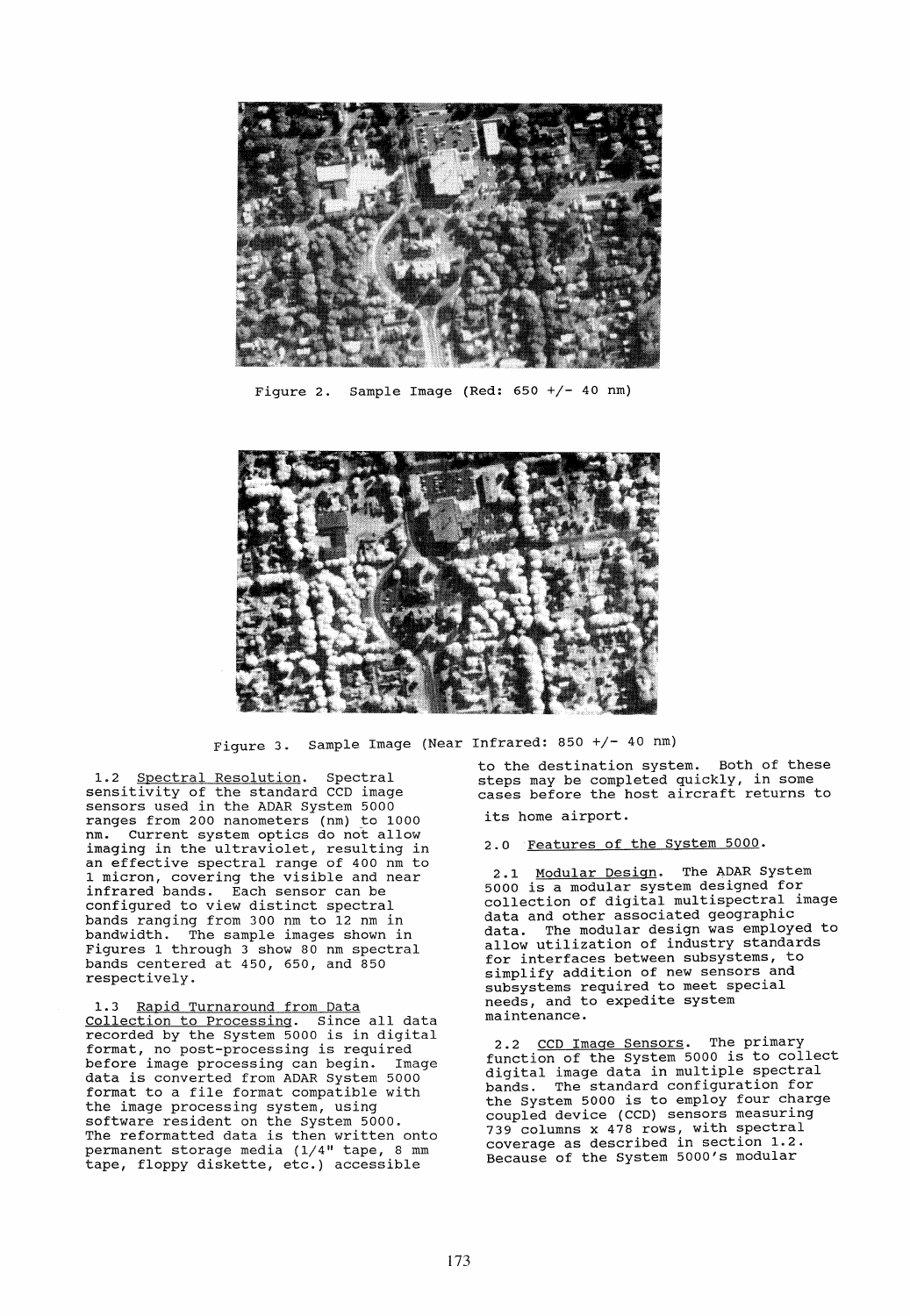Figure 2. Sample Image (Red: 650 +/- 40 nm)

Figure 3. Sample Image (Near Infrared: 850 +/- 40 nm)

1.2 Spectral Resolution. Spectral sensitivity of the standard CCD image sensors used in the ADAR System 5000 ranges from 200 nanometers (nm) to 1000 nm. Current system optics do not allow imaging in the ultraviolet, resulting in an effective spectral range of 400 nm to 1 micron, covering the visible and near infrared bands. Each sensor can be configured to view distinct spectral bands ranging from 300 nm to 12 nm in bandwidth. The sample images shown in Figures 1 through 3 show 80 nm spectral bands centered at 450, 650, and 850 respectively.

1.3 Rapid Turnaround from Data Collection to Processing. Since all data recorded by the System 5000 is in digital format, no post-processing is required before image processing can begin. Image data is converted from ADAR System 5000 format to a file format compatible with the image processing system, using software resident on the System 5000. The reformatted data is then written onto permanent storage media (1/4" tape, 8 mm tape, floppy diskette, etc.) accessible to the destination system. Both of these steps may be completed quickly, in some cases before the host aircraft returns to its home airport.

## 2.0 Features of the System 5000.

2.1 Modular Design. The ADAR System 5000 is a modular system designed for collection of digital multispectral image data and other associated geographic data. The modular design was employed to allow utilization of industry standards for interfaces between subsystems, to simplify addition of new sensors and subsystems required to meet special needs, and to expedite system maintenance.

2.2 CCD Image Sensors. The primary function of the System 5000 is to collect digital image data in multiple spectral bands. The standard configuration for the System 5000 is to employ four charge coupled device (CCD) sensors measuring 739 columns x 478 rows, with spectral coverage as described in section 1.2. Because of the System 5000's modular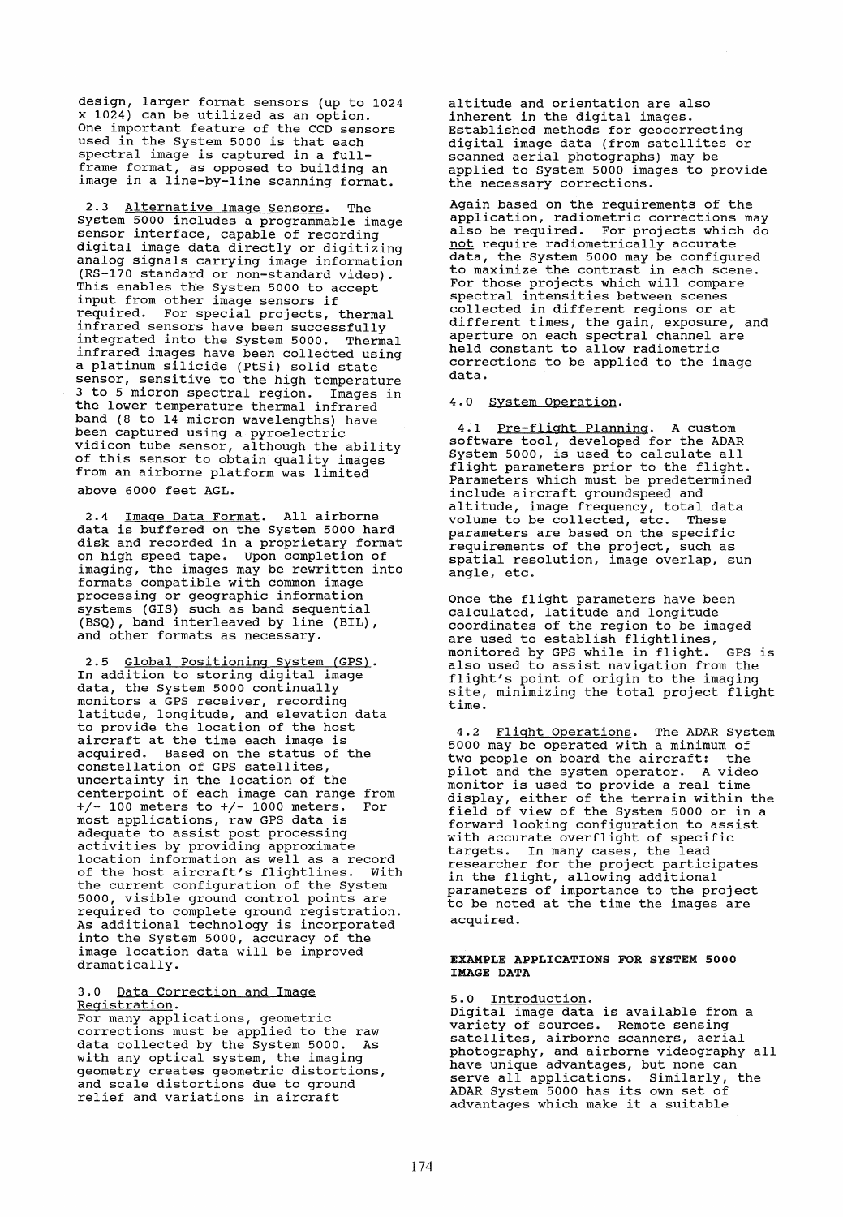design, larger format sensors (up to 1024 x 1024) can be utilized as an option. One important feature of the CCD sensors used in the System 5000 is that each spectral image is captured in a full-frame format, as opposed to building an image in a line-by-line scanning format.

2.3 Alternative Image Sensors. The System 5000 includes a programmable image sensor interface, capable of recording digital image data directly or digitizing analog signals carrying image information (RS-170 standard or non-standard video). This enables the System 5000 to accept input from other image sensors if required. For special projects, thermal infrared sensors have been successfully integrated into the System 5000. Thermal infrared images have been collected using a platinum silicide (PtSi) solid state sensor, sensitive to the high temperature 3 to 5 micron spectral region. Images in the lower temperature thermal infrared band (8 to 14 micron wavelengths) have been captured using a pyroelectric vidicon tube sensor, although the ability of this sensor to obtain quality images from an airborne platform was limited above 6000 feet AGL.

2.4 Image Data Format. All airborne data is buffered on the System 5000 hard disk and recorded in a proprietary format on high speed tape. Upon completion of imaging, the images may be rewritten into formats compatible with common image processing or geographic information systems (GIS) such as band sequential (BSQ), band interleaved by line (BIL), and other formats as necessary.

2.5 Global Positioning System (GPS). In addition to storing digital image data, the System 5000 continually monitors a GPS receiver, recording latitude, longitude, and elevation data to provide the location of the host aircraft at the time each image is acquired. Based on the status of the constellation of GPS satellites, uncertainty in the location of the centerpoint of each image can range from +/- 100 meters to +/- 1000 meters. For most applications, raw GPS data is adequate to assist post processing activities by providing approximate location information as well as a record of the host aircraft's flightlines. With the current configuration of the System 5000, visible ground control points are required to complete ground registration. As additional technology is incorporated into the System 5000, accuracy of the image location data will be improved dramatically.

3.0 Data Correction and Image Registration.
For many applications, geometric corrections must be applied to the raw data collected by the System 5000. As with any optical system, the imaging geometry creates geometric distortions, and scale distortions due to ground relief and variations in aircraft altitude and orientation are also inherent in the digital images. Established methods for geocorrecting digital image data (from satellites or scanned aerial photographs) may be applied to System 5000 images to provide the necessary corrections.

Again based on the requirements of the application, radiometric corrections may also be required. For projects which do not require radiometrically accurate data, the System 5000 may be configured to maximize the contrast in each scene. For those projects which will compare spectral intensities between scenes collected in different regions or at different times, the gain, exposure, and aperture on each spectral channel are held constant to allow radiometric corrections to be applied to the image data.

4.0 System Operation.

4.1 Pre-flight Planning. A custom software tool, developed for the ADAR System 5000, is used to calculate all flight parameters prior to the flight. Parameters which must be predetermined include aircraft groundspeed and altitude, image frequency, total data volume to be collected, etc. These parameters are based on the specific requirements of the project, such as spatial resolution, image overlap, sun angle, etc.

Once the flight parameters have been calculated, latitude and longitude coordinates of the region to be imaged are used to establish flightlines, monitored by GPS while in flight. GPS is also used to assist navigation from the flight's point of origin to the imaging site, minimizing the total project flight time.

4.2 Flight Operations. The ADAR System 5000 may be operated with a minimum of two people on board the aircraft: the pilot and the system operator. A video monitor is used to provide a real time display, either of the terrain within the field of view of the System 5000 or in a forward looking configuration to assist with accurate overflight of specific targets. In many cases, the lead researcher for the project participates in the flight, allowing additional parameters of importance to the project to be noted at the time the images are acquired.

## EXAMPLE APPLICATIONS FOR SYSTEM 5000 IMAGE DATA

5.0 Introduction.
Digital image data is available from a variety of sources. Remote sensing satellites, airborne scanners, aerial photography, and airborne videography all have unique advantages, but none can serve all applications. Similarly, the ADAR System 5000 has its own set of advantages which make it a suitable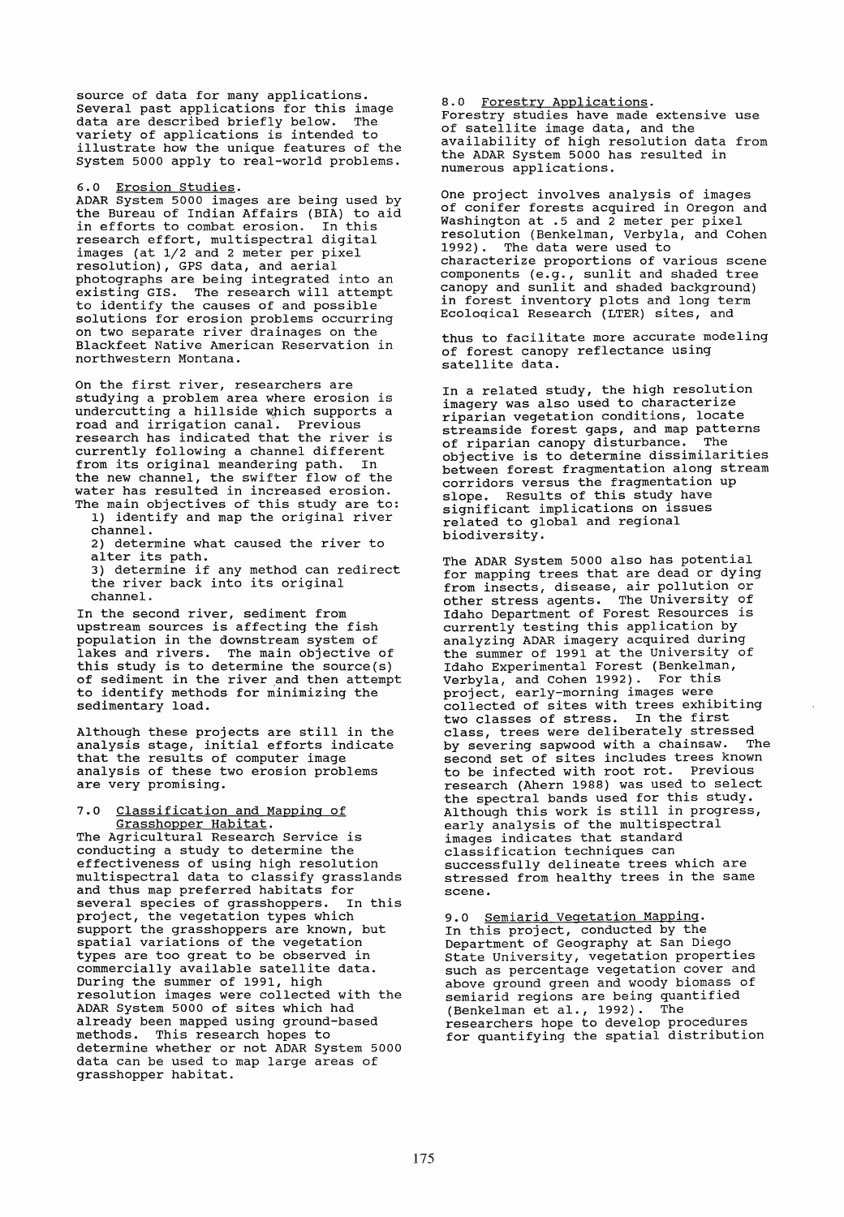source of data for many applications. Several past applications for this image data are described briefly below. The variety of applications is intended to illustrate how the unique features of the System 5000 apply to real-world problems.

## 6.0 Erosion Studies.

ADAR System 5000 images are being used by the Bureau of Indian Affairs (BIA) to aid in efforts to combat erosion. In this research effort, multispectral digital images (at 1/2 and 2 meter per pixel resolution), GPS data, and aerial photographs are being integrated into an existing GIS. The research will attempt to identify the causes of and possible solutions for erosion problems occurring on two separate river drainages on the Blackfeet Native American Reservation in northwestern Montana.

On the first river, researchers are studying a problem area where erosion is undercutting a hillside which supports a road and irrigation canal. Previous research has indicated that the river is currently following a channel different from its original meandering path. In the new channel, the swifter flow of the water has resulted in increased erosion. The main objectives of this study are to:

1) identify and map the original river channel.
2) determine what caused the river to alter its path.
3) determine if any method can redirect the river back into its original channel.

In the second river, sediment from upstream sources is affecting the fish population in the downstream system of lakes and rivers. The main objective of this study is to determine the source(s) of sediment in the river and then attempt to identify methods for minimizing the sedimentary load.

Although these projects are still in the analysis stage, initial efforts indicate that the results of computer image analysis of these two erosion problems are very promising.

## 7.0 Classification and Mapping of Grasshopper Habitat.

The Agricultural Research Service is conducting a study to determine the effectiveness of using high resolution multispectral data to classify grasslands and thus map preferred habitats for several species of grasshoppers. In this project, the vegetation types which support the grasshoppers are known, but spatial variations of the vegetation types are too great to be observed in commercially available satellite data. During the summer of 1991, high resolution images were collected with the ADAR System 5000 of sites which had already been mapped using ground-based methods. This research hopes to determine whether or not ADAR System 5000 data can be used to map large areas of grasshopper habitat.

## 8.0 Forestry Applications.

Forestry studies have made extensive use of satellite image data, and the availability of high resolution data from the ADAR System 5000 has resulted in numerous applications.

One project involves analysis of images of conifer forests acquired in Oregon and Washington at .5 and 2 meter per pixel resolution (Benkelman, Verbyla, and Cohen 1992). The data were used to characterize proportions of various scene components (e.g., sunlit and shaded tree canopy and sunlit and shaded background) in forest inventory plots and long term Ecological Research (LTER) sites, and thus to facilitate more accurate modeling of forest canopy reflectance using satellite data.

In a related study, the high resolution imagery was also used to characterize riparian vegetation conditions, locate streamside forest gaps, and map patterns of riparian canopy disturbance. The objective is to determine dissimilarities between forest fragmentation along stream corridors versus the fragmentation up slope. Results of this study have significant implications on issues related to global and regional biodiversity.

The ADAR System 5000 also has potential for mapping trees that are dead or dying from insects, disease, air pollution or other stress agents. The University of Idaho Department of Forest Resources is currently testing this application by analyzing ADAR imagery acquired during the summer of 1991 at the University of Idaho Experimental Forest (Benkelman, Verbyla, and Cohen 1992). For this project, early-morning images were collected of sites with trees exhibiting two classes of stress. In the first class, trees were deliberately stressed by severing sapwood with a chainsaw. The second set of sites includes trees known to be infected with root rot. Previous research (Ahern 1988) was used to select the spectral bands used for this study. Although this work is still in progress, early analysis of the multispectral images indicates that standard classification techniques can successfully delineate trees which are stressed from healthy trees in the same scene.

## 9.0 Semiarid Vegetation Mapping.

In this project, conducted by the Department of Geography at San Diego State University, vegetation properties such as percentage vegetation cover and above ground green and woody biomass of semiarid regions are being quantified (Benkelman et al., 1992). The researchers hope to develop procedures for quantifying the spatial distribution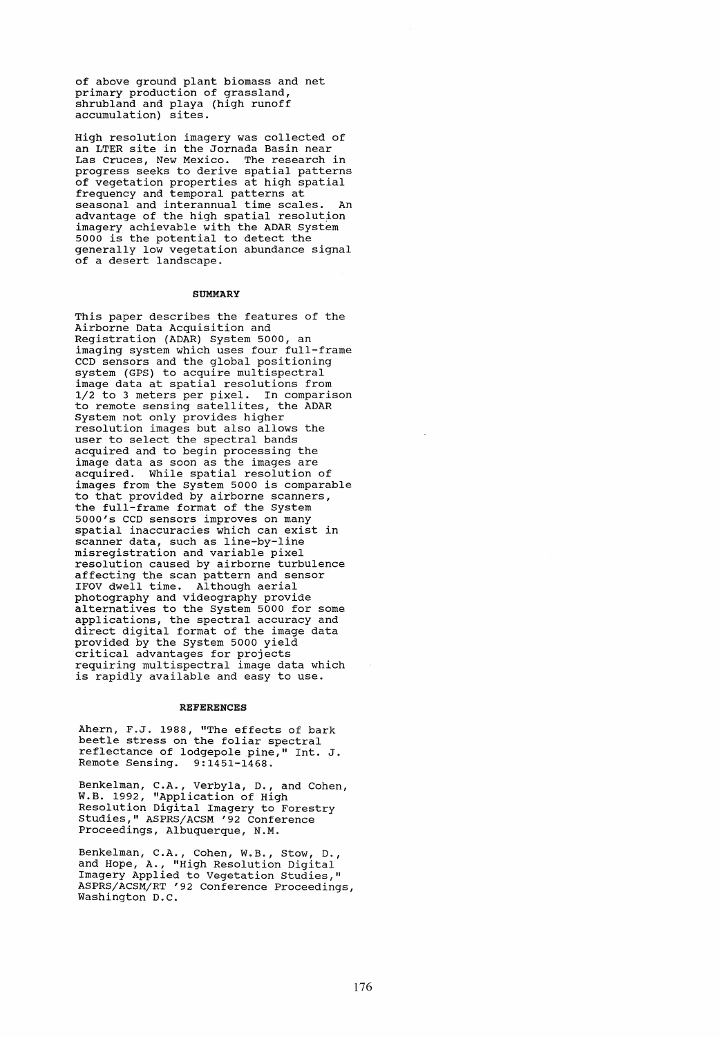of above ground plant biomass and net primary production of grassland, shrubland and playa (high runoff accumulation) sites.

High resolution imagery was collected of an LTER site in the Jornada Basin near Las Cruces, New Mexico. The research in progress seeks to derive spatial patterns of vegetation properties at high spatial frequency and temporal patterns at seasonal and interannual time scales. An advantage of the high spatial resolution imagery achievable with the ADAR System 5000 is the potential to detect the generally low vegetation abundance signal of a desert landscape.

## SUMMARY

This paper describes the features of the Airborne Data Acquisition and Registration (ADAR) System 5000, an imaging system which uses four full-frame CCD sensors and the global positioning system (GPS) to acquire multispectral image data at spatial resolutions from 1/2 to 3 meters per pixel. In comparison to remote sensing satellites, the ADAR System not only provides higher resolution images but also allows the user to select the spectral bands acquired and to begin processing the image data as soon as the images are acquired. While spatial resolution of images from the System 5000 is comparable to that provided by airborne scanners, the full-frame format of the System 5000's CCD sensors improves on many spatial inaccuracies which can exist in scanner data, such as line-by-line misregistration and variable pixel resolution caused by airborne turbulence affecting the scan pattern and sensor IFOV dwell time. Although aerial photography and videography provide alternatives to the System 5000 for some applications, the spectral accuracy and direct digital format of the image data provided by the System 5000 yield critical advantages for projects requiring multispectral image data which is rapidly available and easy to use.

## REFERENCES

Ahern, F.J. 1988, "The effects of bark beetle stress on the foliar spectral reflectance of lodgepole pine," Int. J. Remote Sensing. 9:1451-1468.

Benkelman, C.A., Verbyla, D., and Cohen, W.B. 1992, "Application of High Resolution Digital Imagery to Forestry Studies," ASPRS/ACSM '92 Conference Proceedings, Albuquerque, N.M.

Benkelman, C.A., Cohen, W.B., Stow, D., and Hope, A., "High Resolution Digital Imagery Applied to Vegetation Studies," ASPRS/ACSM/RT '92 Conference Proceedings, Washington D.C.